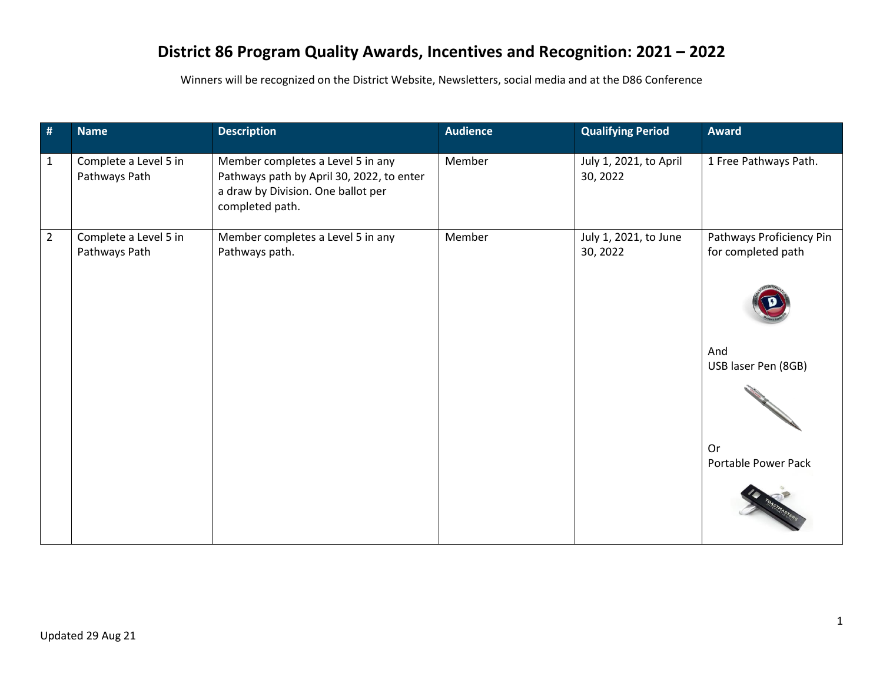# District 86 Program Quality Awards, Incentives and Recognition: 2021 – 2022

Winners will be recognized on the District Website, Newsletters, social media and at the D86 Conference

| # | Name | Description | Audience | Qualifying Period | Award |
|---|---|---|---|---|---|
| 1 | Complete a Level 5 in Pathways Path | Member completes a Level 5 in any Pathways path by April 30, 2022, to enter a draw by Division. One ballot per completed path. | Member | July 1, 2021, to April 30, 2022 | 1 Free Pathways Path. |
| 2 | Complete a Level 5 in Pathways Path | Member completes a Level 5 in any Pathways path. | Member | July 1, 2021, to June 30, 2022 | Pathways Proficiency Pin for completed path<br><br>And<br>USB laser Pen (8GB)<br><br>Or<br>Portable Power Pack |

Updated 29 Aug 21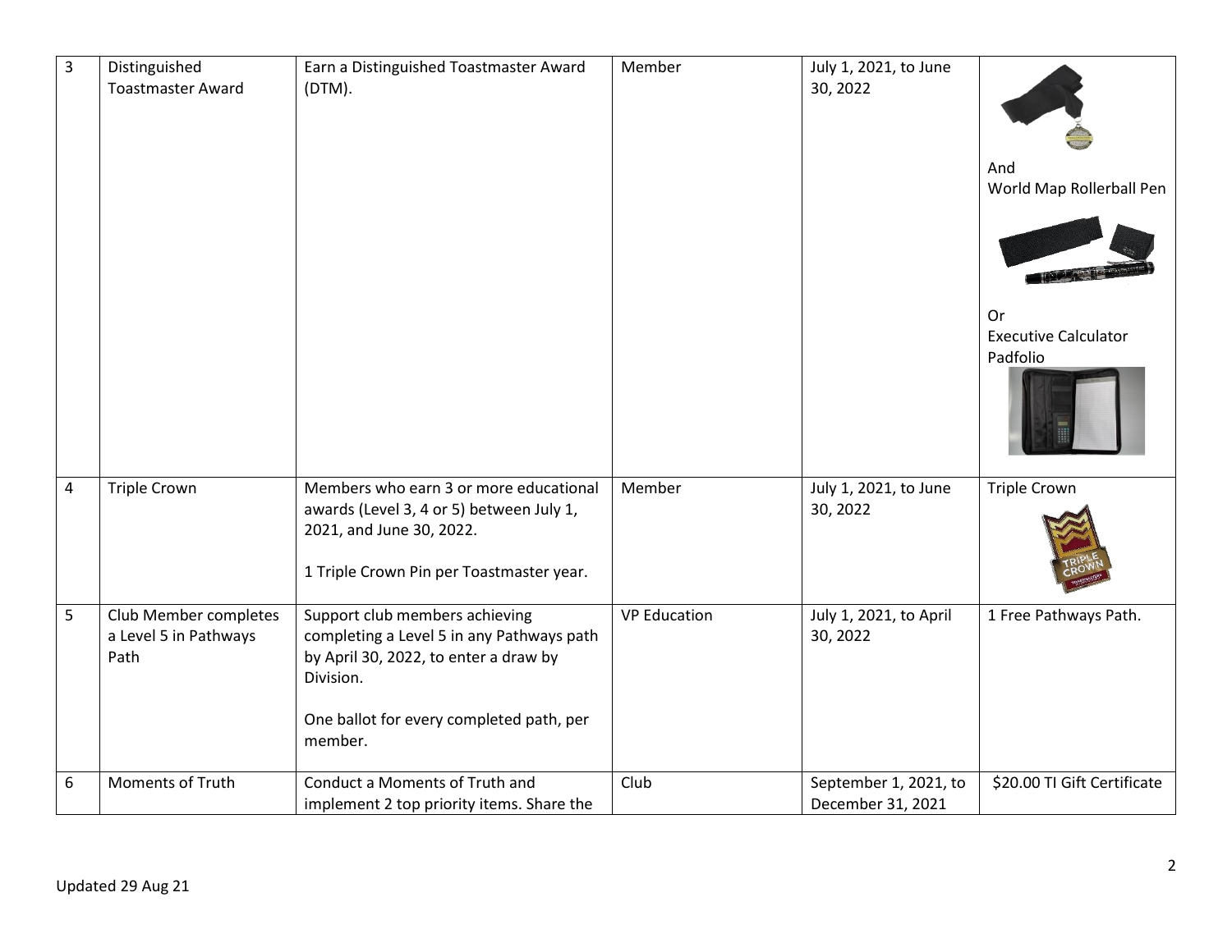| 3 | Distinguished Toastmaster Award | Earn a Distinguished Toastmaster Award (DTM). | Member | July 1, 2021, to June 30, 2022 | And<br>World Map Rollerball Pen<br><br>Or<br>Executive Calculator Padfolio |
|---|---|---|---|---|---|
| 4 | Triple Crown | Members who earn 3 or more educational awards (Level 3, 4 or 5) between July 1, 2021, and June 30, 2022.<br><br>1 Triple Crown Pin per Toastmaster year. | Member | July 1, 2021, to June 30, 2022 | Triple Crown |
| 5 | Club Member completes a Level 5 in Pathways Path | Support club members achieving completing a Level 5 in any Pathways path by April 30, 2022, to enter a draw by Division.<br><br>One ballot for every completed path, per member. | VP Education | July 1, 2021, to April 30, 2022 | 1 Free Pathways Path. |
| 6 | Moments of Truth | Conduct a Moments of Truth and implement 2 top priority items. Share the | Club | September 1, 2021, to December 31, 2021 | $20.00 TI Gift Certificate |

Updated 29 Aug 21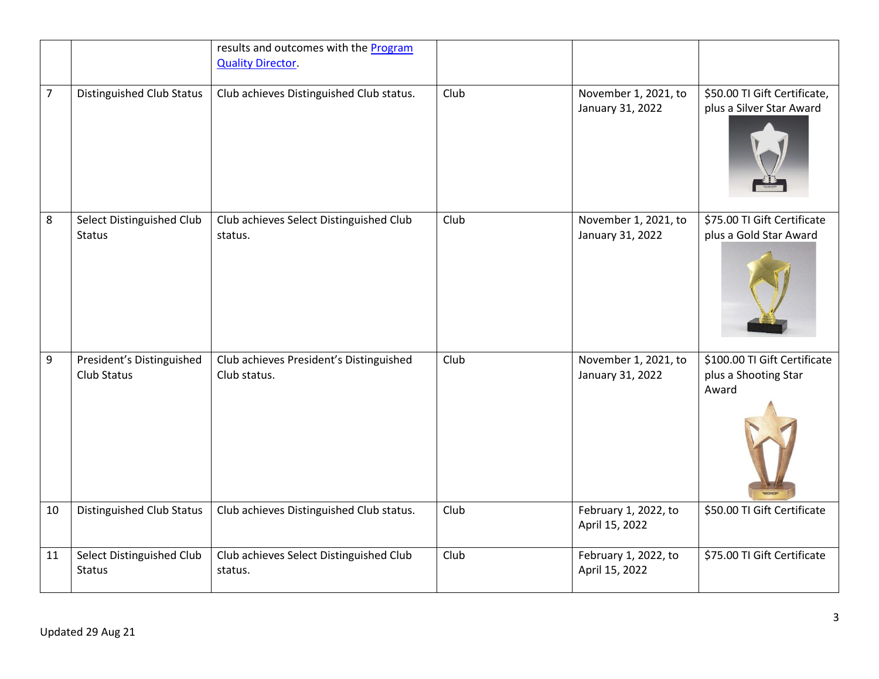| | | | | | |
|---|---|---|---|---|---|
| | | results and outcomes with the [Program Quality Director](). | | | |
| 7 | Distinguished Club Status | Club achieves Distinguished Club status. | Club | November 1, 2021, to January 31, 2022 | $50.00 TI Gift Certificate, plus a Silver Star Award |
| 8 | Select Distinguished Club Status | Club achieves Select Distinguished Club status. | Club | November 1, 2021, to January 31, 2022 | $75.00 TI Gift Certificate plus a Gold Star Award |
| 9 | President's Distinguished Club Status | Club achieves President's Distinguished Club status. | Club | November 1, 2021, to January 31, 2022 | $100.00 TI Gift Certificate plus a Shooting Star Award |
| 10 | Distinguished Club Status | Club achieves Distinguished Club status. | Club | February 1, 2022, to April 15, 2022 | $50.00 TI Gift Certificate |
| 11 | Select Distinguished Club Status | Club achieves Select Distinguished Club status. | Club | February 1, 2022, to April 15, 2022 | $75.00 TI Gift Certificate |

Updated 29 Aug 21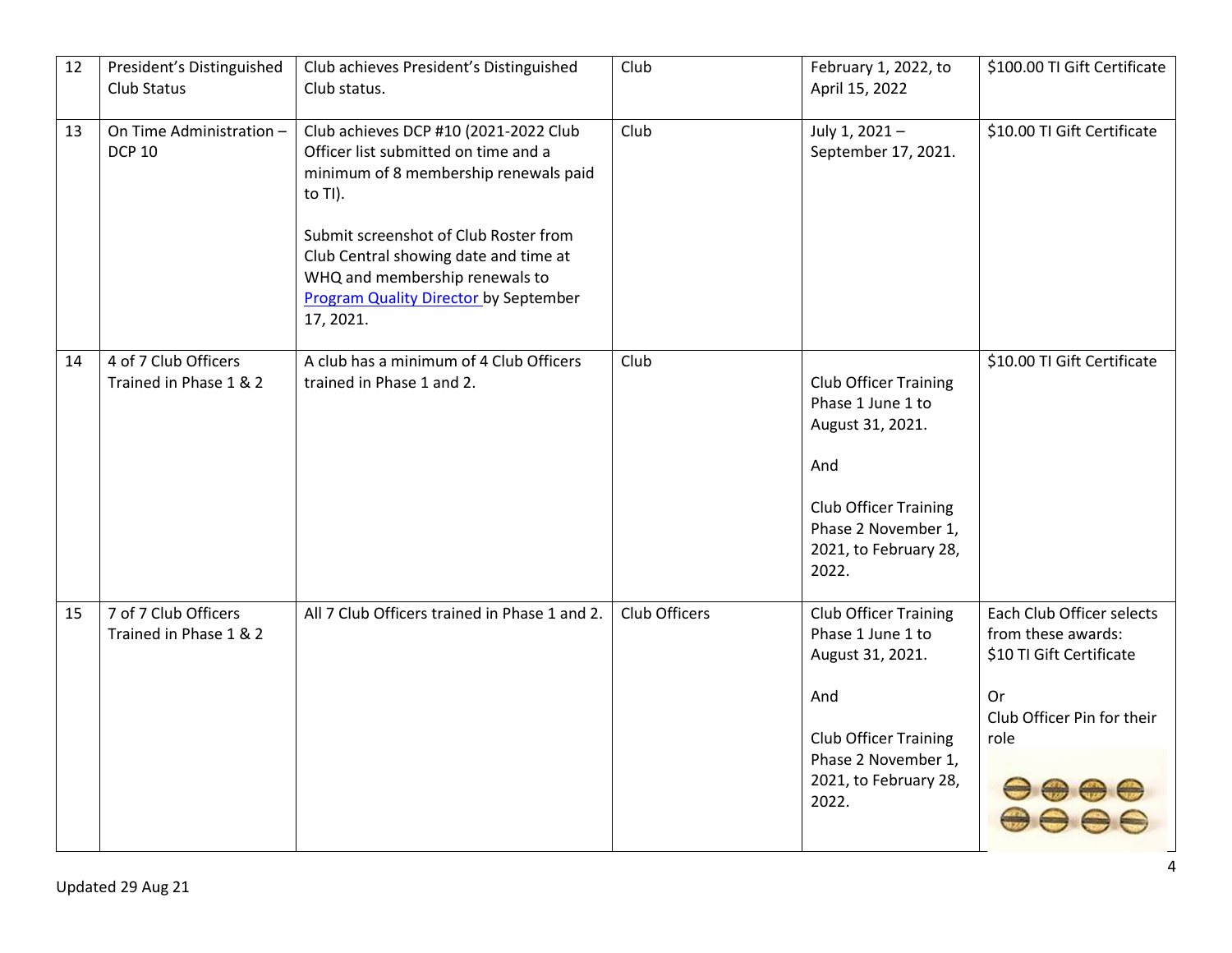| 12 | President's Distinguished Club Status | Club achieves President's Distinguished Club status. | Club | February 1, 2022, to April 15, 2022 | $100.00 TI Gift Certificate |
|---|---|---|---|---|---|
| 13 | On Time Administration – DCP 10 | Club achieves DCP #10 (2021-2022 Club Officer list submitted on time and a minimum of 8 membership renewals paid to TI).<br><br>Submit screenshot of Club Roster from Club Central showing date and time at WHQ and membership renewals to [Program Quality Director](#) by September 17, 2021. | Club | July 1, 2021 – September 17, 2021. | $10.00 TI Gift Certificate |
| 14 | 4 of 7 Club Officers Trained in Phase 1 & 2 | A club has a minimum of 4 Club Officers trained in Phase 1 and 2. | Club | Club Officer Training Phase 1 June 1 to August 31, 2021.<br><br>And<br><br>Club Officer Training Phase 2 November 1, 2021, to February 28, 2022. | $10.00 TI Gift Certificate |
| 15 | 7 of 7 Club Officers Trained in Phase 1 & 2 | All 7 Club Officers trained in Phase 1 and 2. | Club Officers | Club Officer Training Phase 1 June 1 to August 31, 2021.<br><br>And<br><br>Club Officer Training Phase 2 November 1, 2021, to February 28, 2022. | Each Club Officer selects from these awards:<br>$10 TI Gift Certificate<br><br>Or<br>Club Officer Pin for their role |

Updated 29 Aug 21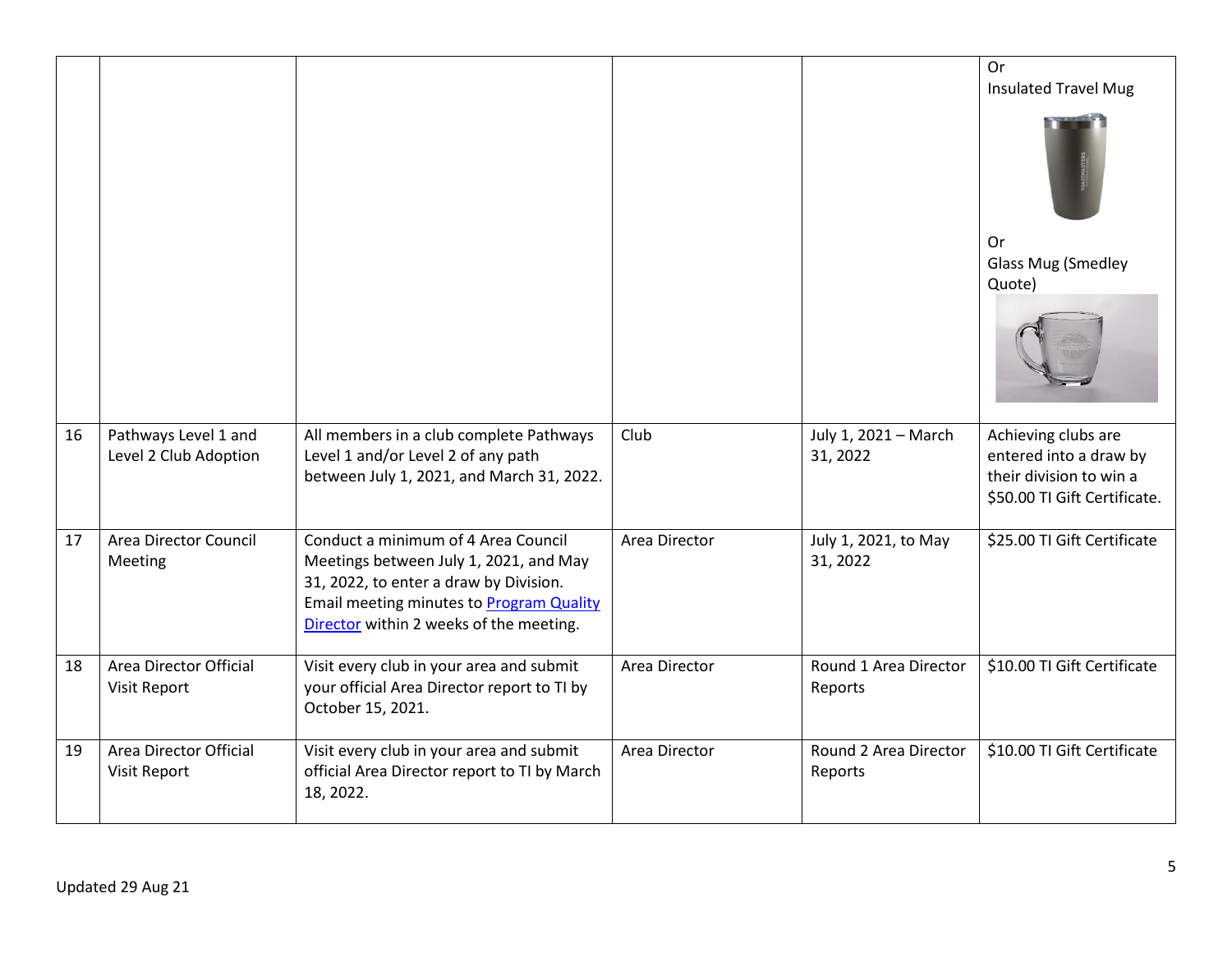| | | | | | |
|---|---|---|---|---|---|
| | | | | | Or<br>Insulated Travel Mug<br><br>Or<br>Glass Mug (Smedley Quote) |
| 16 | Pathways Level 1 and Level 2 Club Adoption | All members in a club complete Pathways Level 1 and/or Level 2 of any path between July 1, 2021, and March 31, 2022. | Club | July 1, 2021 – March 31, 2022 | Achieving clubs are entered into a draw by their division to win a $50.00 TI Gift Certificate. |
| 17 | Area Director Council Meeting | Conduct a minimum of 4 Area Council Meetings between July 1, 2021, and May 31, 2022, to enter a draw by Division. Email meeting minutes to [Program Quality Director]() within 2 weeks of the meeting. | Area Director | July 1, 2021, to May 31, 2022 | $25.00 TI Gift Certificate |
| 18 | Area Director Official Visit Report | Visit every club in your area and submit your official Area Director report to TI by October 15, 2021. | Area Director | Round 1 Area Director Reports | $10.00 TI Gift Certificate |
| 19 | Area Director Official Visit Report | Visit every club in your area and submit official Area Director report to TI by March 18, 2022. | Area Director | Round 2 Area Director Reports | $10.00 TI Gift Certificate |

Updated 29 Aug 21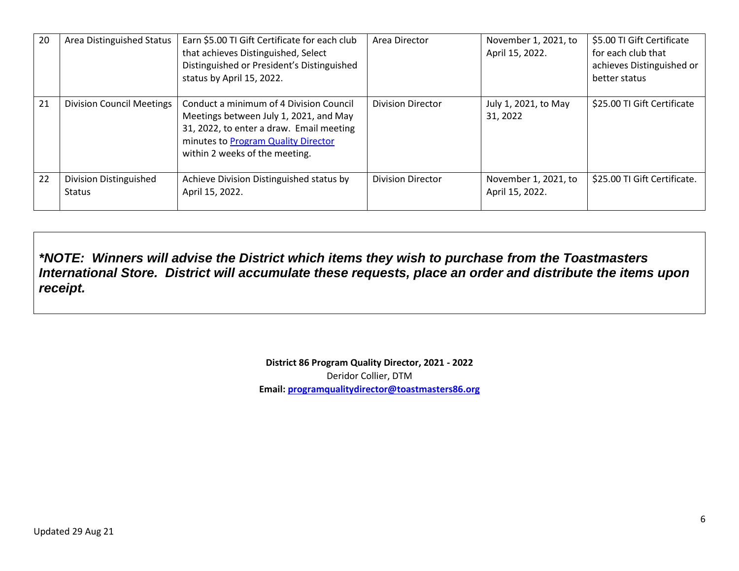| | | | | | |
|---|---|---|---|---|---|
| 20 | Area Distinguished Status | Earn $5.00 TI Gift Certificate for each club that achieves Distinguished, Select Distinguished or President's Distinguished status by April 15, 2022. | Area Director | November 1, 2021, to April 15, 2022. | $5.00 TI Gift Certificate for each club that achieves Distinguished or better status |
| 21 | Division Council Meetings | Conduct a minimum of 4 Division Council Meetings between July 1, 2021, and May 31, 2022, to enter a draw. Email meeting minutes to [Program Quality Director](mailto:programqualitydirector@toastmasters86.org) within 2 weeks of the meeting. | Division Director | July 1, 2021, to May 31, 2022 | $25.00 TI Gift Certificate |
| 22 | Division Distinguished Status | Achieve Division Distinguished status by April 15, 2022. | Division Director | November 1, 2021, to April 15, 2022. | $25.00 TI Gift Certificate. |

***NOTE: Winners will advise the District which items they wish to purchase from the Toastmasters International Store. District will accumulate these requests, place an order and distribute the items upon receipt.**

**District 86 Program Quality Director, 2021 - 2022**

Deridor Collier, DTM

**Email: [programqualitydirector@toastmasters86.org](mailto:programqualitydirector@toastmasters86.org)**

Updated 29 Aug 21